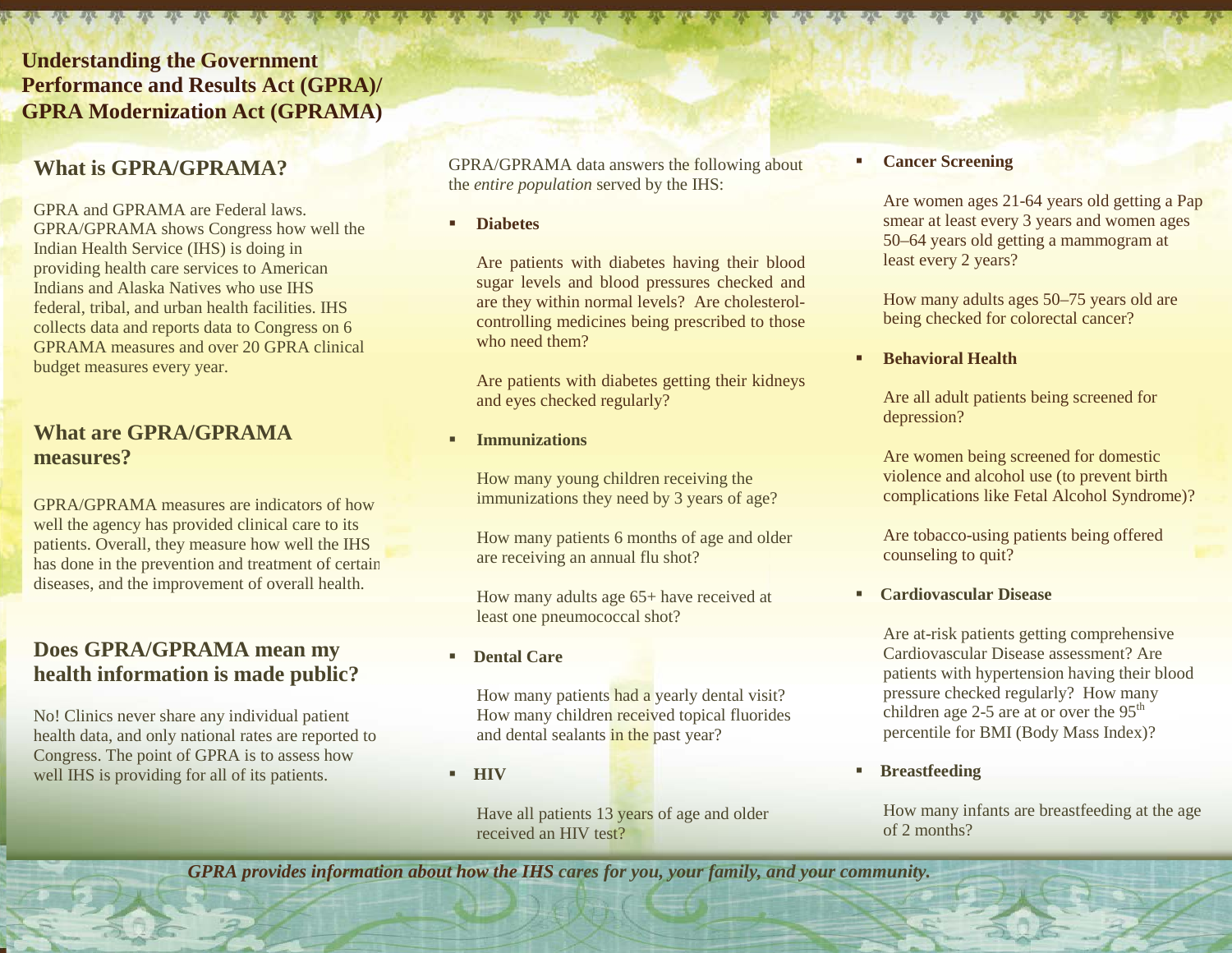# Understanding the Government Performance and Results Act (GPRA)/ GPRA Modernization Act (GPRAMA)

## What is GPRA/GPRAMA?

GPRA and GPRAMA are Federal laws. GPRA/GPRAMA shows Congress how well the Indian Health Service (IHS) is doing in providing health care services to American Indians and Alaska Natives who use IHS federal, tribal, and urban health facilities. IHS collects data and reports data to Congress on 6 GPRAMA measures and over 20 GPRA clinical budget measures every year.

## What are GPRA/GPRAMA measures?

GPRA/GPRAMA measures are indicators of how well the agency has provided clinical care to its patients. Overall, they measure how well the IHS has done in the prevention and treatment of certain diseases, and the improvement of overall health.

## Does GPRA/GPRAMA mean my health information is made public?

No! Clinics never share any individual patient health data, and only national rates are reported to Congress. The point of GPRA is to assess how well IHS is providing for all of its patients.

GPRA/GPRAMA data answers the following about the *entire population* served by the IHS:

- **Diabetes**

  Are patients with diabetes having their blood sugar levels and blood pressures checked and are they within normal levels? Are cholesterol-controlling medicines being prescribed to those who need them?

  Are patients with diabetes getting their kidneys and eyes checked regularly?

- **Immunizations**

  How many young children receiving the immunizations they need by 3 years of age?

  How many patients 6 months of age and older are receiving an annual flu shot?

  How many adults age 65+ have received at least one pneumococcal shot?

- **Dental Care**

  How many patients had a yearly dental visit? How many children received topical fluorides and dental sealants in the past year?

- **HIV**

  Have all patients 13 years of age and older received an HIV test?

- **Cancer Screening**

  Are women ages 21-64 years old getting a Pap smear at least every 3 years and women ages 50–64 years old getting a mammogram at least every 2 years?

  How many adults ages 50–75 years old are being checked for colorectal cancer?

- **Behavioral Health**

  Are all adult patients being screened for depression?

  Are women being screened for domestic violence and alcohol use (to prevent birth complications like Fetal Alcohol Syndrome)?

  Are tobacco-using patients being offered counseling to quit?

- **Cardiovascular Disease**

  Are at-risk patients getting comprehensive Cardiovascular Disease assessment? Are patients with hypertension having their blood pressure checked regularly? How many children age 2-5 are at or over the 95th percentile for BMI (Body Mass Index)?

- **Breastfeeding**

  How many infants are breastfeeding at the age of 2 months?

***GPRA provides information about how the IHS cares for you, your family, and your community.***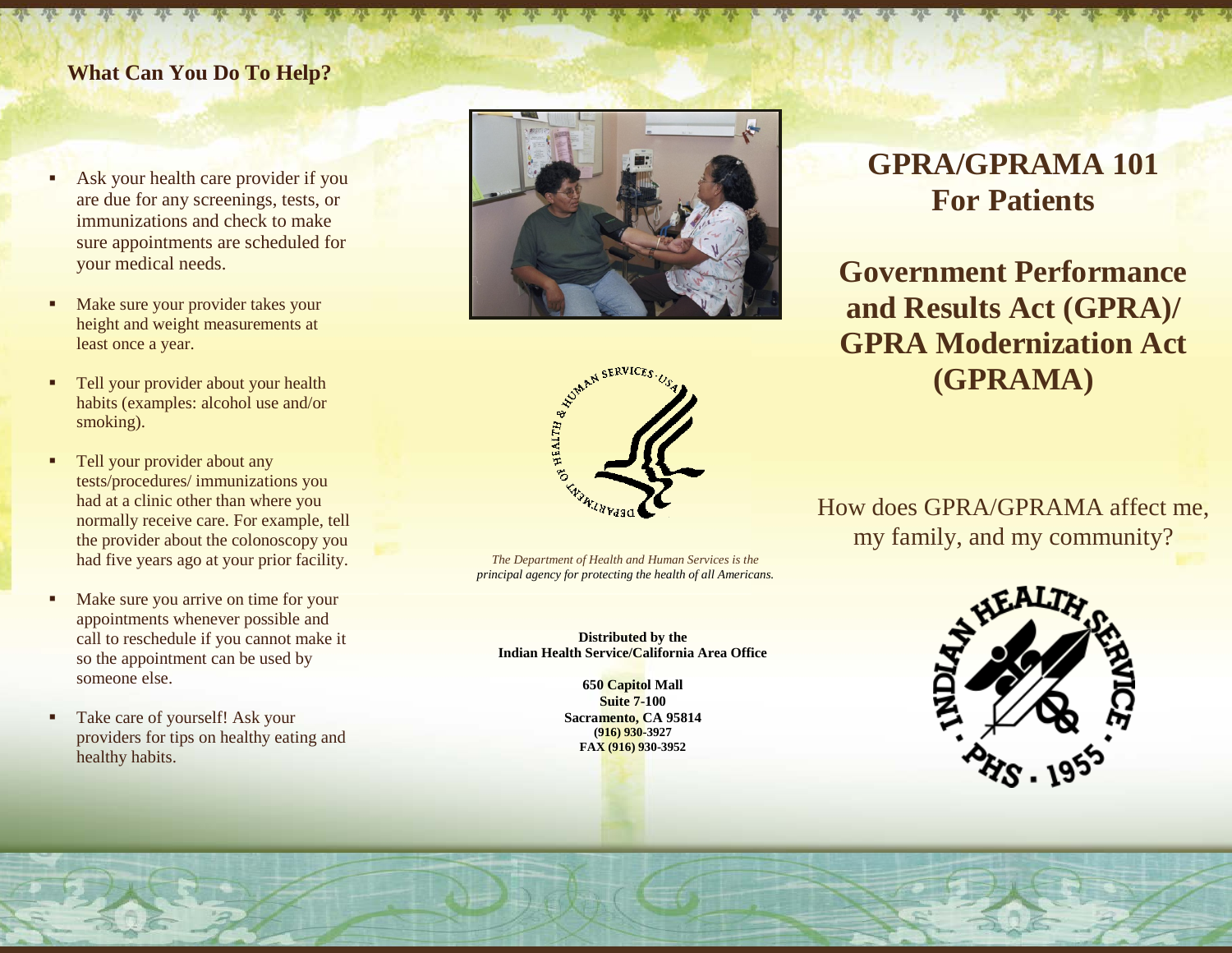## What Can You Do To Help?

- Ask your health care provider if you are due for any screenings, tests, or immunizations and check to make sure appointments are scheduled for your medical needs.
- Make sure your provider takes your height and weight measurements at least once a year.
- Tell your provider about your health habits (examples: alcohol use and/or smoking).
- Tell your provider about any tests/procedures/ immunizations you had at a clinic other than where you normally receive care. For example, tell the provider about the colonoscopy you had five years ago at your prior facility.
- Make sure you arrive on time for your appointments whenever possible and call to reschedule if you cannot make it so the appointment can be used by someone else.
- Take care of yourself! Ask your providers for tips on healthy eating and healthy habits.

*The Department of Health and Human Services is the principal agency for protecting the health of all Americans.*

**Distributed by the**
**Indian Health Service/California Area Office**

**650 Capitol Mall**
**Suite 7-100**
**Sacramento, CA 95814**
**(916) 930-3927**
**FAX (916) 930-3952**

# GPRA/GPRAMA 101 For Patients

# Government Performance and Results Act (GPRA)/ GPRA Modernization Act (GPRAMA)

How does GPRA/GPRAMA affect me, my family, and my community?